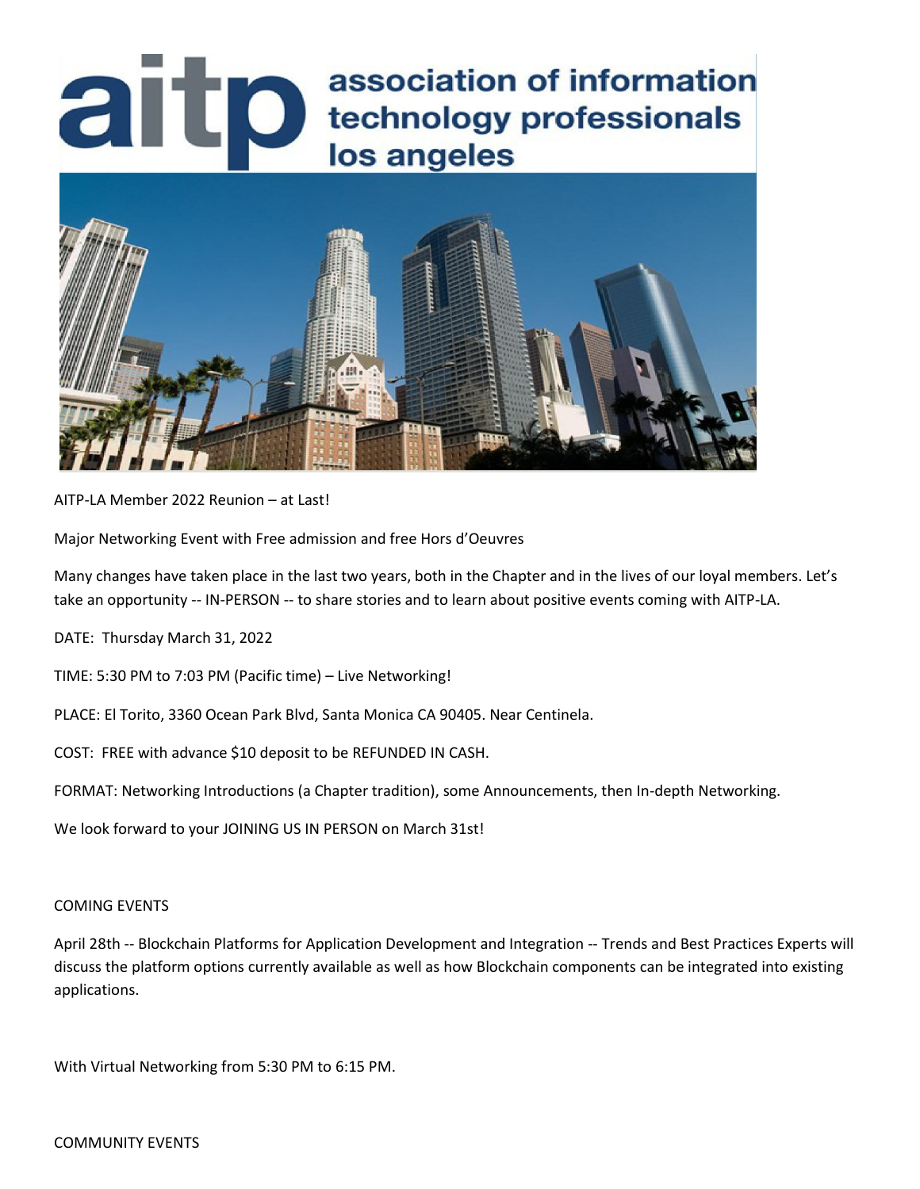# aitp association of information technology professionals los angeles

AITP-LA Member 2022 Reunion – at Last!

Major Networking Event with Free admission and free Hors d'Oeuvres

Many changes have taken place in the last two years, both in the Chapter and in the lives of our loyal members. Let's take an opportunity -- IN-PERSON -- to share stories and to learn about positive events coming with AITP-LA.

DATE: Thursday March 31, 2022

TIME: 5:30 PM to 7:03 PM (Pacific time) – Live Networking!

PLACE: El Torito, 3360 Ocean Park Blvd, Santa Monica CA 90405. Near Centinela.

COST: FREE with advance $10 deposit to be REFUNDED IN CASH.

FORMAT: Networking Introductions (a Chapter tradition), some Announcements, then In-depth Networking.

We look forward to your JOINING US IN PERSON on March 31st!

COMING EVENTS

April 28th -- Blockchain Platforms for Application Development and Integration -- Trends and Best Practices Experts will discuss the platform options currently available as well as how Blockchain components can be integrated into existing applications.

With Virtual Networking from 5:30 PM to 6:15 PM.

COMMUNITY EVENTS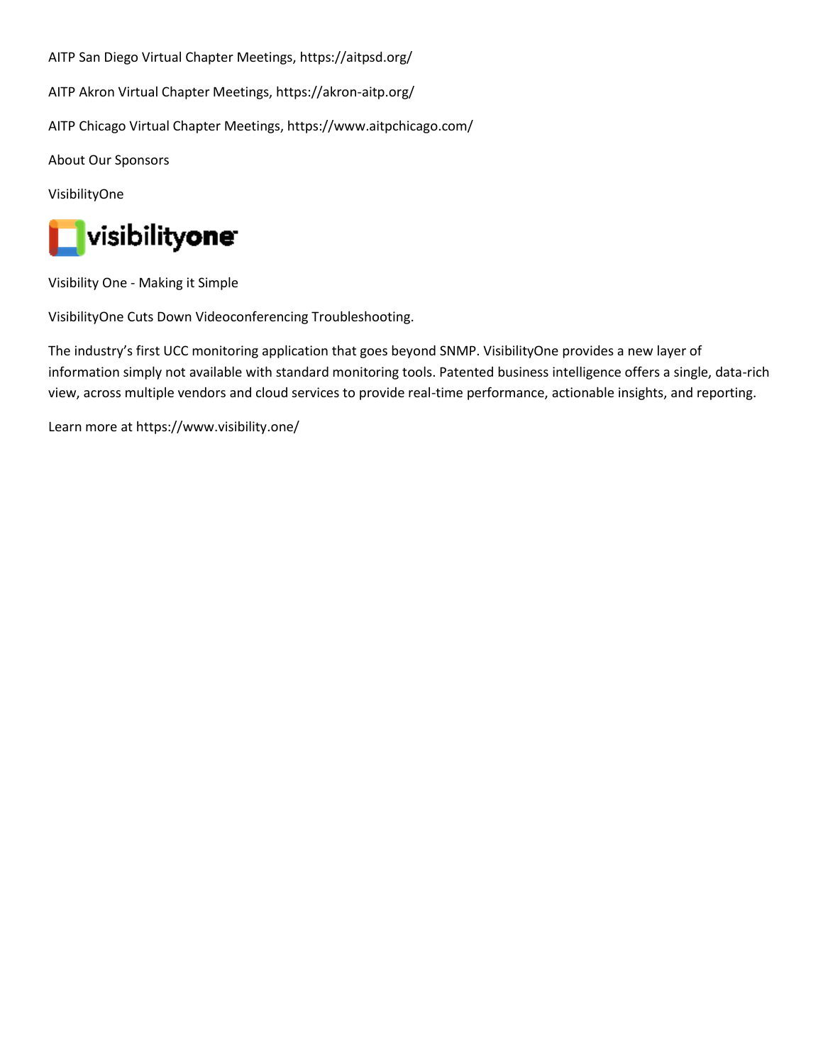AITP San Diego Virtual Chapter Meetings, https://aitpsd.org/

AITP Akron Virtual Chapter Meetings, https://akron-aitp.org/

AITP Chicago Virtual Chapter Meetings, https://www.aitpchicago.com/

About Our Sponsors

VisibilityOne

Visibility One - Making it Simple

VisibilityOne Cuts Down Videoconferencing Troubleshooting.

The industry's first UCC monitoring application that goes beyond SNMP. VisibilityOne provides a new layer of information simply not available with standard monitoring tools. Patented business intelligence offers a single, data-rich view, across multiple vendors and cloud services to provide real-time performance, actionable insights, and reporting.

Learn more at https://www.visibility.one/